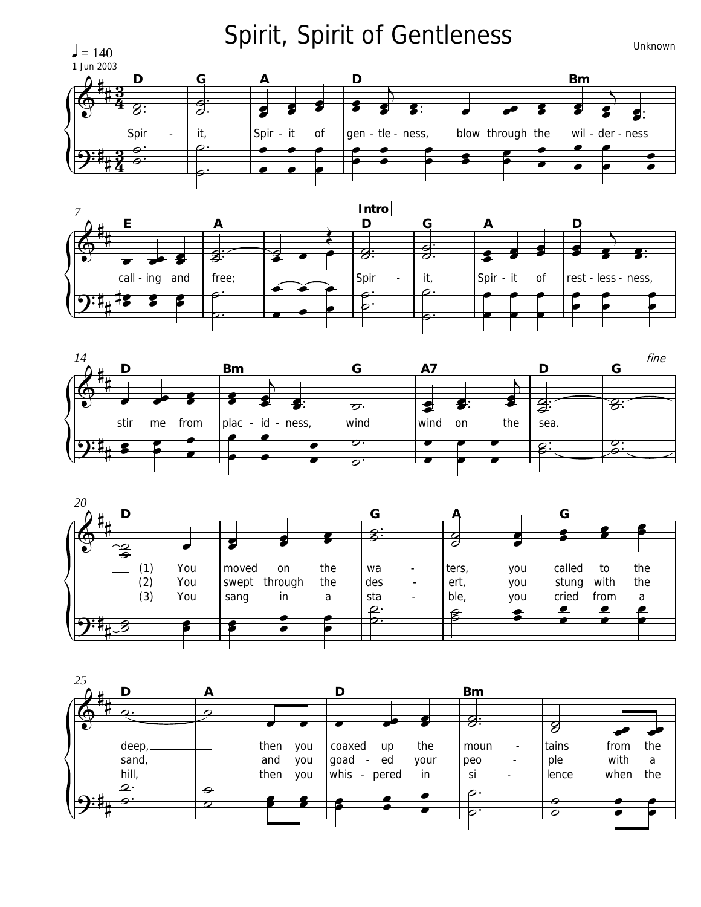# Spirit, Spirit of Gentleness

Unknown

♩ = 140

1 Jun 2003

D G A D Bm

Spir - it, Spir - it of gen - tle - ness, blow through the wil - der - ness

E A

call - ing and free;

**Intro**

D G A D

Spir - it, Spir - it of rest - less - ness,

D Bm G A7 D G

stir me from plac - id - ness, wind wind on the sea.

*fine*

D G A G

(1) You moved on the wa - ters, you called to the
(2) You swept through the des - ert, you stung with the
(3) You sang in a sta - ble, you cried from a

D A D Bm

deep, then you coaxed up the moun - tains from the
sand, and you goad - ed your peo - ple with a
hill, then you whis - pered in si - lence when the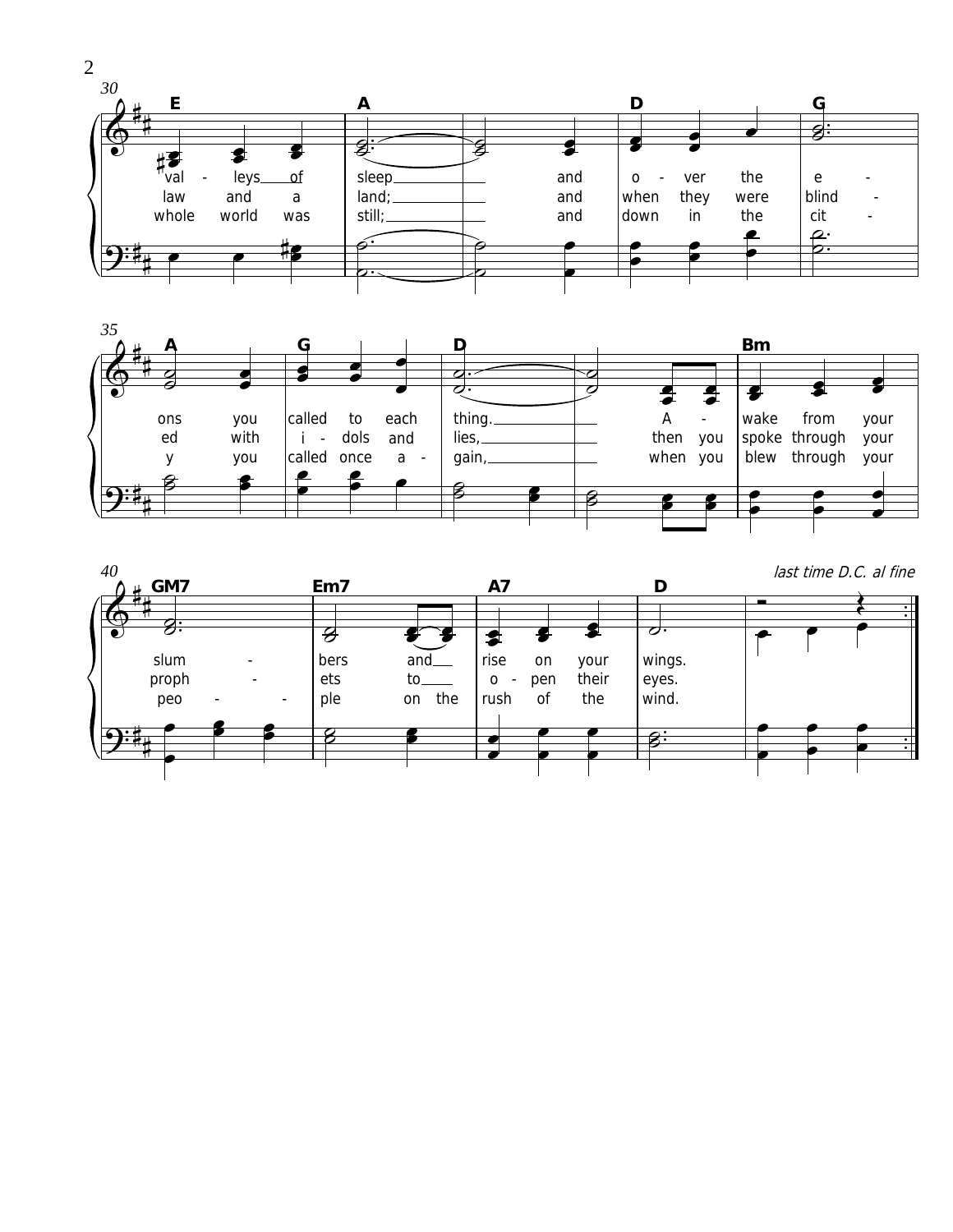30

E A D G

val - leys of sleep and o - ver the e -
law and a land; and when they were blind -
whole world was still; and down in the cit -

35

A G D Bm

ons you called to each thing. A - wake from your
ed with i - dols and lies, then you spoke through your
y you called once a - gain, when you blew through your

40

*last time D.C. al fine*

GM7 Em7 A7 D

slum - bers and rise on your wings.
proph - ets to o - pen their eyes.
peo - ple on the rush of the wind.